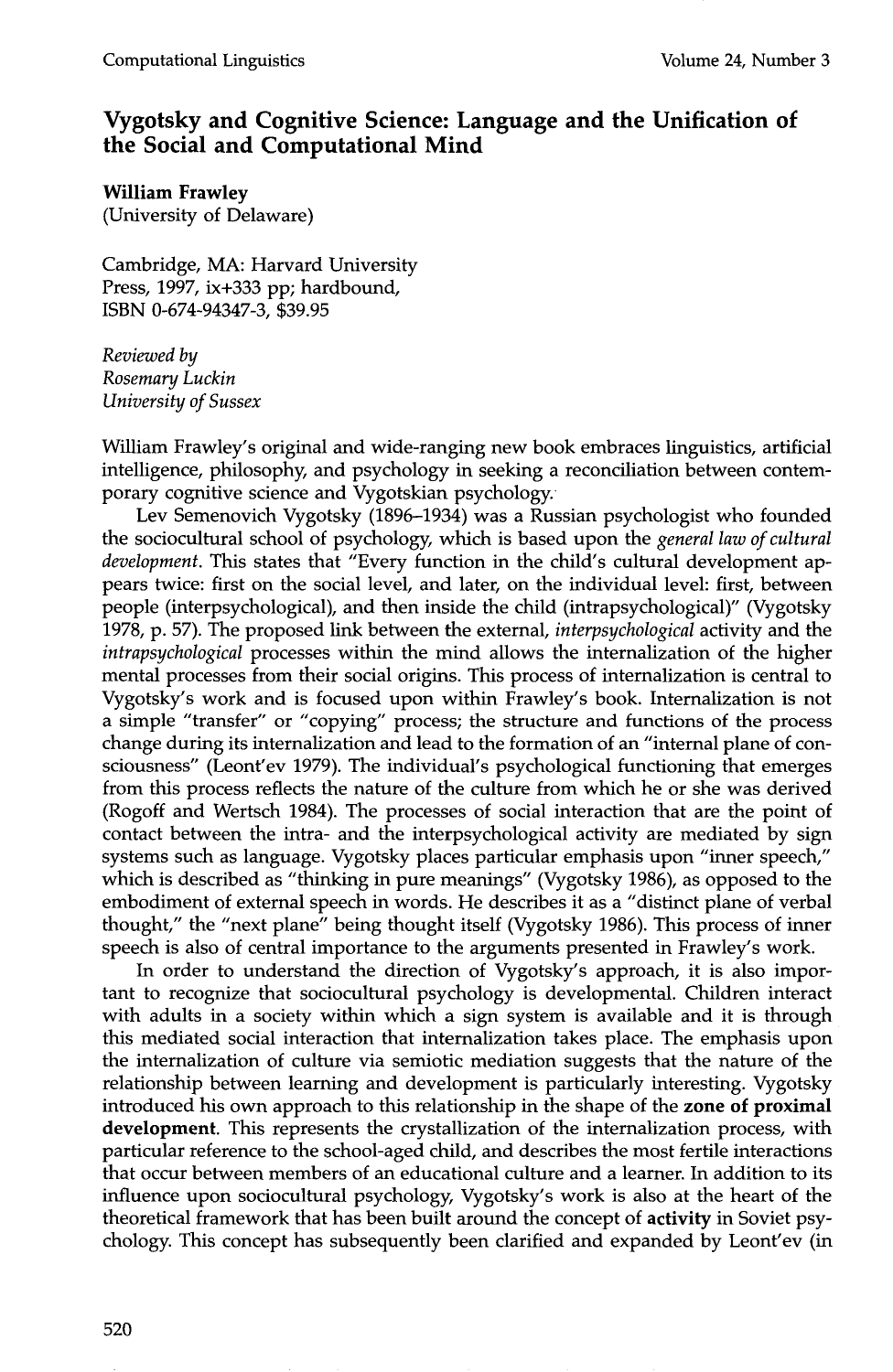# Vygotsky and Cognitive Science: Language and the Unification of the Social and Computational Mind

**William Frawley**
(University of Delaware)

Cambridge, MA: Harvard University Press, 1997, ix+333 pp; hardbound, ISBN 0-674-94347-3, $39.95

*Reviewed by*
*Rosemary Luckin*
*University of Sussex*

William Frawley's original and wide-ranging new book embraces linguistics, artificial intelligence, philosophy, and psychology in seeking a reconciliation between contemporary cognitive science and Vygotskian psychology.

Lev Semenovich Vygotsky (1896–1934) was a Russian psychologist who founded the sociocultural school of psychology, which is based upon the *general law of cultural development*. This states that "Every function in the child's cultural development appears twice: first on the social level, and later, on the individual level: first, between people (interpsychological), and then inside the child (intrapsychological)" (Vygotsky 1978, p. 57). The proposed link between the external, *interpsychological* activity and the *intrapsychological* processes within the mind allows the internalization of the higher mental processes from their social origins. This process of internalization is central to Vygotsky's work and is focused upon within Frawley's book. Internalization is not a simple "transfer" or "copying" process; the structure and functions of the process change during its internalization and lead to the formation of an "internal plane of consciousness" (Leont'ev 1979). The individual's psychological functioning that emerges from this process reflects the nature of the culture from which he or she was derived (Rogoff and Wertsch 1984). The processes of social interaction that are the point of contact between the intra- and the interpsychological activity are mediated by sign systems such as language. Vygotsky places particular emphasis upon "inner speech," which is described as "thinking in pure meanings" (Vygotsky 1986), as opposed to the embodiment of external speech in words. He describes it as a "distinct plane of verbal thought," the "next plane" being thought itself (Vygotsky 1986). This process of inner speech is also of central importance to the arguments presented in Frawley's work.

In order to understand the direction of Vygotsky's approach, it is also important to recognize that sociocultural psychology is developmental. Children interact with adults in a society within which a sign system is available and it is through this mediated social interaction that internalization takes place. The emphasis upon the internalization of culture via semiotic mediation suggests that the nature of the relationship between learning and development is particularly interesting. Vygotsky introduced his own approach to this relationship in the shape of the **zone of proximal development**. This represents the crystallization of the internalization process, with particular reference to the school-aged child, and describes the most fertile interactions that occur between members of an educational culture and a learner. In addition to its influence upon sociocultural psychology, Vygotsky's work is also at the heart of the theoretical framework that has been built around the concept of **activity** in Soviet psychology. This concept has subsequently been clarified and expanded by Leont'ev (in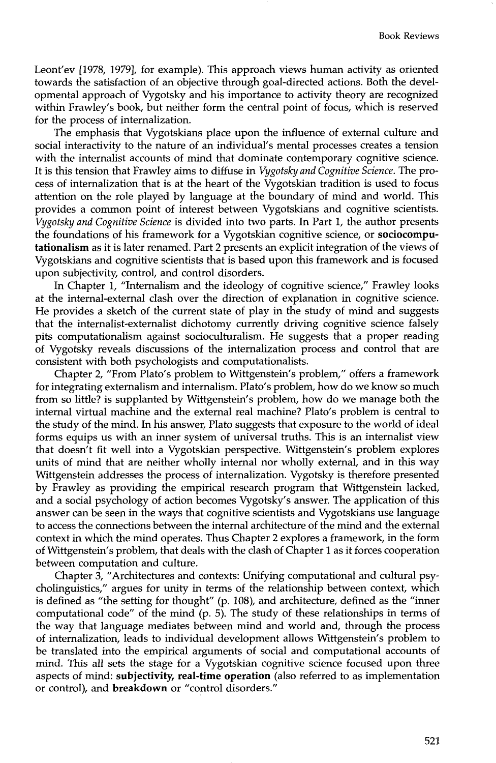Leont'ev [1978, 1979], for example). This approach views human activity as oriented towards the satisfaction of an objective through goal-directed actions. Both the developmental approach of Vygotsky and his importance to activity theory are recognized within Frawley's book, but neither form the central point of focus, which is reserved for the process of internalization.

The emphasis that Vygotskians place upon the influence of external culture and social interactivity to the nature of an individual's mental processes creates a tension with the internalist accounts of mind that dominate contemporary cognitive science. It is this tension that Frawley aims to diffuse in *Vygotsky and Cognitive Science*. The process of internalization that is at the heart of the Vygotskian tradition is used to focus attention on the role played by language at the boundary of mind and world. This provides a common point of interest between Vygotskians and cognitive scientists. *Vygotsky and Cognitive Science* is divided into two parts. In Part 1, the author presents the foundations of his framework for a Vygotskian cognitive science, or **sociocomputationalism** as it is later renamed. Part 2 presents an explicit integration of the views of Vygotskians and cognitive scientists that is based upon this framework and is focused upon subjectivity, control, and control disorders.

In Chapter 1, "Internalism and the ideology of cognitive science," Frawley looks at the internal-external clash over the direction of explanation in cognitive science. He provides a sketch of the current state of play in the study of mind and suggests that the internalist-externalist dichotomy currently driving cognitive science falsely pits computationalism against socioculturalism. He suggests that a proper reading of Vygotsky reveals discussions of the internalization process and control that are consistent with both psychologists and computationalists.

Chapter 2, "From Plato's problem to Wittgenstein's problem," offers a framework for integrating externalism and internalism. Plato's problem, how do we know so much from so little? is supplanted by Wittgenstein's problem, how do we manage both the internal virtual machine and the external real machine? Plato's problem is central to the study of the mind. In his answer, Plato suggests that exposure to the world of ideal forms equips us with an inner system of universal truths. This is an internalist view that doesn't fit well into a Vygotskian perspective. Wittgenstein's problem explores units of mind that are neither wholly internal nor wholly external, and in this way Wittgenstein addresses the process of internalization. Vygotsky is therefore presented by Frawley as providing the empirical research program that Wittgenstein lacked, and a social psychology of action becomes Vygotsky's answer. The application of this answer can be seen in the ways that cognitive scientists and Vygotskians use language to access the connections between the internal architecture of the mind and the external context in which the mind operates. Thus Chapter 2 explores a framework, in the form of Wittgenstein's problem, that deals with the clash of Chapter 1 as it forces cooperation between computation and culture.

Chapter 3, "Architectures and contexts: Unifying computational and cultural psycholinguistics," argues for unity in terms of the relationship between context, which is defined as "the setting for thought" (p. 108), and architecture, defined as the "inner computational code" of the mind (p. 5). The study of these relationships in terms of the way that language mediates between mind and world and, through the process of internalization, leads to individual development allows Wittgenstein's problem to be translated into the empirical arguments of social and computational accounts of mind. This all sets the stage for a Vygotskian cognitive science focused upon three aspects of mind: **subjectivity, real-time operation** (also referred to as implementation or control), and **breakdown** or "control disorders."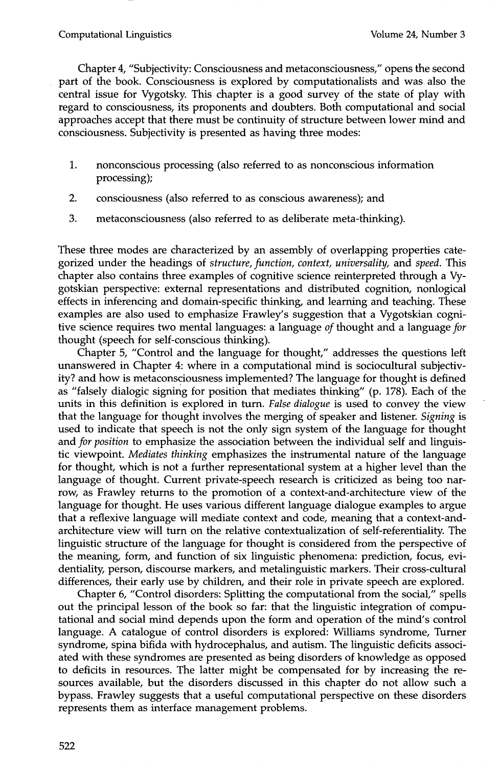Chapter 4, "Subjectivity: Consciousness and metaconsciousness," opens the second part of the book. Consciousness is explored by computationalists and was also the central issue for Vygotsky. This chapter is a good survey of the state of play with regard to consciousness, its proponents and doubters. Both computational and social approaches accept that there must be continuity of structure between lower mind and consciousness. Subjectivity is presented as having three modes:

1. nonconscious processing (also referred to as nonconscious information processing);
2. consciousness (also referred to as conscious awareness); and
3. metaconsciousness (also referred to as deliberate meta-thinking).

These three modes are characterized by an assembly of overlapping properties categorized under the headings of *structure, function, context, universality,* and *speed*. This chapter also contains three examples of cognitive science reinterpreted through a Vygotskian perspective: external representations and distributed cognition, nonlogical effects in inferencing and domain-specific thinking, and learning and teaching. These examples are also used to emphasize Frawley's suggestion that a Vygotskian cognitive science requires two mental languages: a language *of* thought and a language *for* thought (speech for self-conscious thinking).

Chapter 5, "Control and the language for thought," addresses the questions left unanswered in Chapter 4: where in a computational mind is sociocultural subjectivity? and how is metaconsciousness implemented? The language for thought is defined as "falsely dialogic signing for position that mediates thinking" (p. 178). Each of the units in this definition is explored in turn. *False dialogue* is used to convey the view that the language for thought involves the merging of speaker and listener. *Signing* is used to indicate that speech is not the only sign system of the language for thought and *for position* to emphasize the association between the individual self and linguistic viewpoint. *Mediates thinking* emphasizes the instrumental nature of the language for thought, which is not a further representational system at a higher level than the language of thought. Current private-speech research is criticized as being too narrow, as Frawley returns to the promotion of a context-and-architecture view of the language for thought. He uses various different language dialogue examples to argue that a reflexive language will mediate context and code, meaning that a context-and-architecture view will turn on the relative contextualization of self-referentiality. The linguistic structure of the language for thought is considered from the perspective of the meaning, form, and function of six linguistic phenomena: prediction, focus, evidentiality, person, discourse markers, and metalinguistic markers. Their cross-cultural differences, their early use by children, and their role in private speech are explored.

Chapter 6, "Control disorders: Splitting the computational from the social," spells out the principal lesson of the book so far: that the linguistic integration of computational and social mind depends upon the form and operation of the mind's control language. A catalogue of control disorders is explored: Williams syndrome, Turner syndrome, spina bifida with hydrocephalus, and autism. The linguistic deficits associated with these syndromes are presented as being disorders of knowledge as opposed to deficits in resources. The latter might be compensated for by increasing the resources available, but the disorders discussed in this chapter do not allow such a bypass. Frawley suggests that a useful computational perspective on these disorders represents them as interface management problems.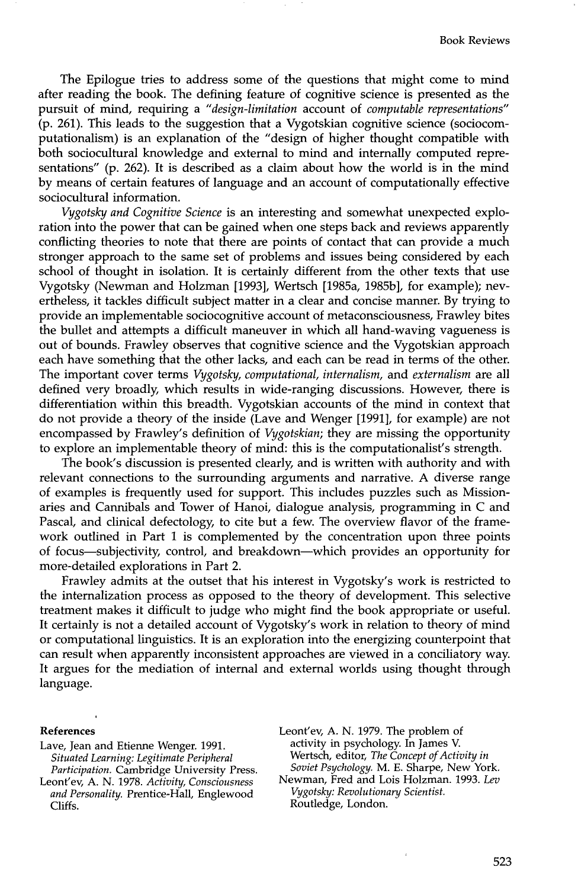The Epilogue tries to address some of the questions that might come to mind after reading the book. The defining feature of cognitive science is presented as the pursuit of mind, requiring a *"design-limitation* account of *computable representations"* (p. 261). This leads to the suggestion that a Vygotskian cognitive science (sociocomputationalism) is an explanation of the "design of higher thought compatible with both sociocultural knowledge and external to mind and internally computed representations" (p. 262). It is described as a claim about how the world is in the mind by means of certain features of language and an account of computationally effective sociocultural information.

*Vygotsky and Cognitive Science* is an interesting and somewhat unexpected exploration into the power that can be gained when one steps back and reviews apparently conflicting theories to note that there are points of contact that can provide a much stronger approach to the same set of problems and issues being considered by each school of thought in isolation. It is certainly different from the other texts that use Vygotsky (Newman and Holzman [1993], Wertsch [1985a, 1985b], for example); nevertheless, it tackles difficult subject matter in a clear and concise manner. By trying to provide an implementable sociocognitive account of metaconsciousness, Frawley bites the bullet and attempts a difficult maneuver in which all hand-waving vagueness is out of bounds. Frawley observes that cognitive science and the Vygotskian approach each have something that the other lacks, and each can be read in terms of the other. The important cover terms *Vygotsky, computational, internalism,* and *externalism* are all defined very broadly, which results in wide-ranging discussions. However, there is differentiation within this breadth. Vygotskian accounts of the mind in context that do not provide a theory of the inside (Lave and Wenger [1991], for example) are not encompassed by Frawley's definition of *Vygotskian*; they are missing the opportunity to explore an implementable theory of mind: this is the computationalist's strength.

The book's discussion is presented clearly, and is written with authority and with relevant connections to the surrounding arguments and narrative. A diverse range of examples is frequently used for support. This includes puzzles such as Missionaries and Cannibals and Tower of Hanoi, dialogue analysis, programming in C and Pascal, and clinical defectology, to cite but a few. The overview flavor of the framework outlined in Part 1 is complemented by the concentration upon three points of focus—subjectivity, control, and breakdown—which provides an opportunity for more-detailed explorations in Part 2.

Frawley admits at the outset that his interest in Vygotsky's work is restricted to the internalization process as opposed to the theory of development. This selective treatment makes it difficult to judge who might find the book appropriate or useful. It certainly is not a detailed account of Vygotsky's work in relation to theory of mind or computational linguistics. It is an exploration into the energizing counterpoint that can result when apparently inconsistent approaches are viewed in a conciliatory way. It argues for the mediation of internal and external worlds using thought through language.

**References**

Lave, Jean and Etienne Wenger. 1991. *Situated Learning: Legitimate Peripheral Participation.* Cambridge University Press.

Leont'ev, A. N. 1978. *Activity, Consciousness and Personality.* Prentice-Hall, Englewood Cliffs.

Leont'ev, A. N. 1979. The problem of activity in psychology. In James V. Wertsch, editor, *The Concept of Activity in Soviet Psychology.* M. E. Sharpe, New York.

Newman, Fred and Lois Holzman. 1993. *Lev Vygotsky: Revolutionary Scientist.* Routledge, London.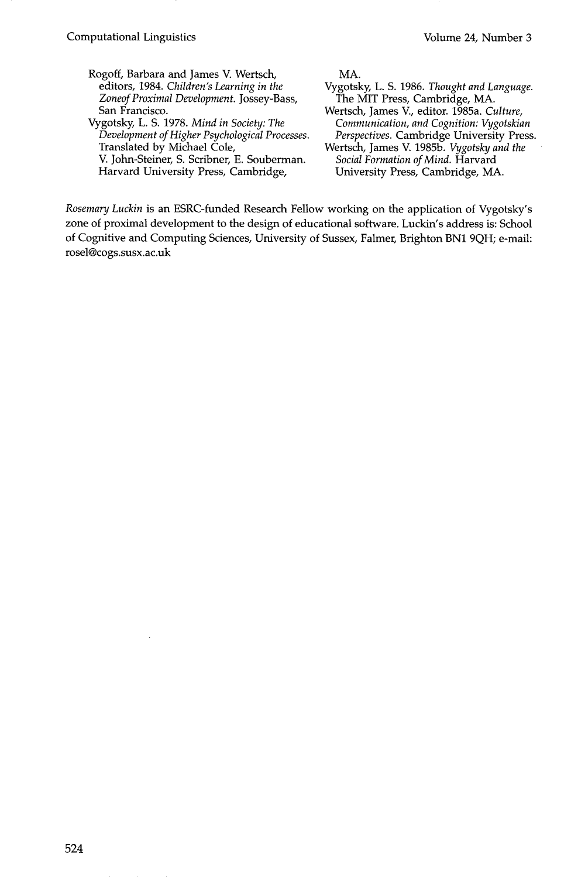Rogoff, Barbara and James V. Wertsch, editors, 1984. *Children's Learning in the Zoneof Proximal Development.* Jossey-Bass, San Francisco.

Vygotsky, L. S. 1978. *Mind in Society: The Development of Higher Psychological Processes.* Translated by Michael Cole, V. John-Steiner, S. Scribner, E. Souberman. Harvard University Press, Cambridge, MA.

Vygotsky, L. S. 1986. *Thought and Language.* The MIT Press, Cambridge, MA.

Wertsch, James V., editor. 1985a. *Culture, Communication, and Cognition: Vygotskian Perspectives.* Cambridge University Press.

Wertsch, James V. 1985b. *Vygotsky and the Social Formation of Mind.* Harvard University Press, Cambridge, MA.

*Rosemary Luckin* is an ESRC-funded Research Fellow working on the application of Vygotsky's zone of proximal development to the design of educational software. Luckin's address is: School of Cognitive and Computing Sciences, University of Sussex, Falmer, Brighton BN1 9QH; e-mail: rosel@cogs.susx.ac.uk